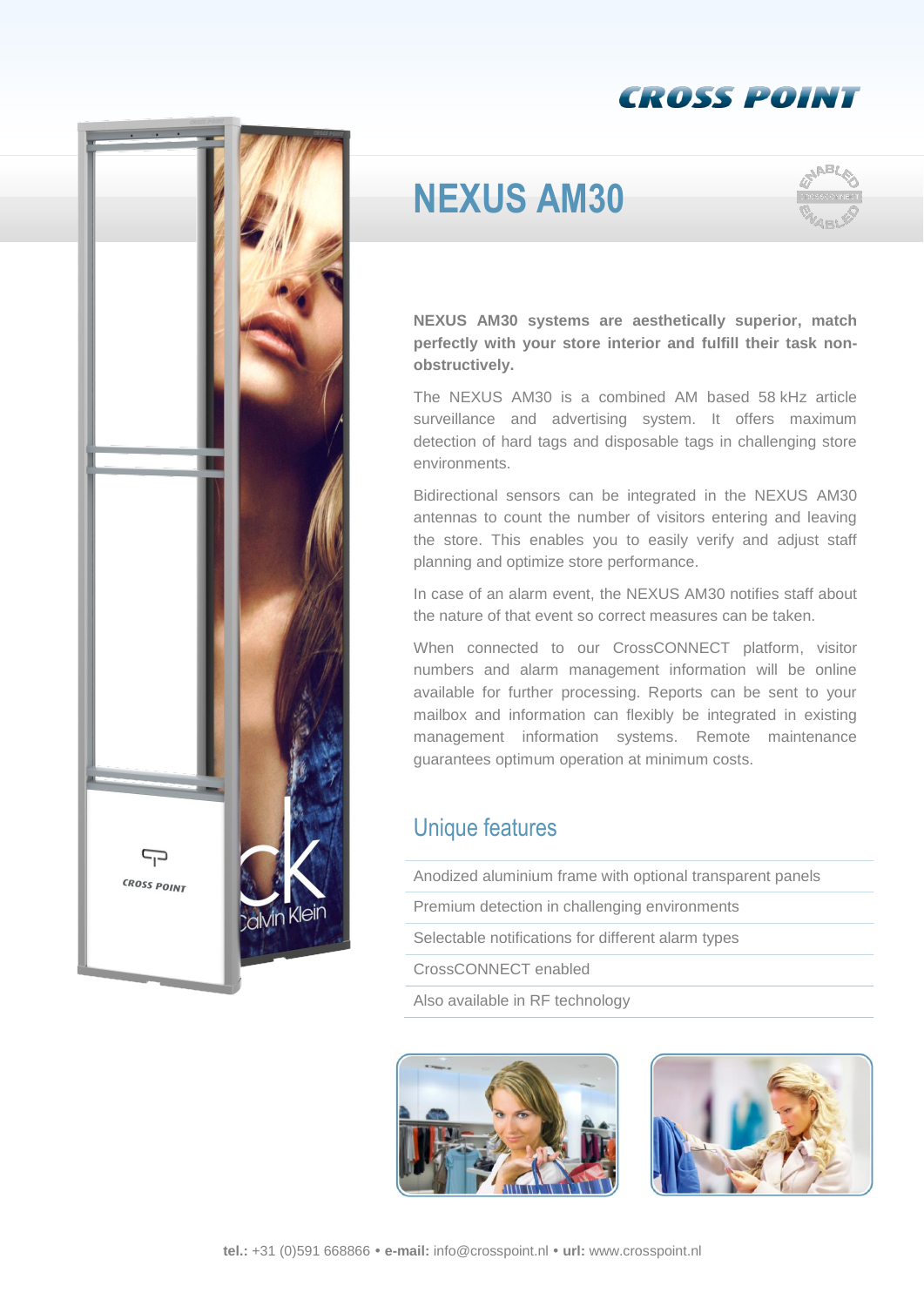# NEXUS AM30

**NEXUS AM30 systems are aesthetically superior, match perfectly with your store interior and fulfill their task non-obstructively.**

The NEXUS AM30 is a combined AM based 58 kHz article surveillance and advertising system. It offers maximum detection of hard tags and disposable tags in challenging store environments.

Bidirectional sensors can be integrated in the NEXUS AM30 antennas to count the number of visitors entering and leaving the store. This enables you to easily verify and adjust staff planning and optimize store performance.

In case of an alarm event, the NEXUS AM30 notifies staff about the nature of that event so correct measures can be taken.

When connected to our CrossCONNECT platform, visitor numbers and alarm management information will be online available for further processing. Reports can be sent to your mailbox and information can flexibly be integrated in existing management information systems. Remote maintenance guarantees optimum operation at minimum costs.

## Unique features

- Anodized aluminium frame with optional transparent panels
- Premium detection in challenging environments
- Selectable notifications for different alarm types
- CrossCONNECT enabled
- Also available in RF technology

**tel.:** +31 (0)591 668866 • **e-mail:** info@crosspoint.nl • **url:** www.crosspoint.nl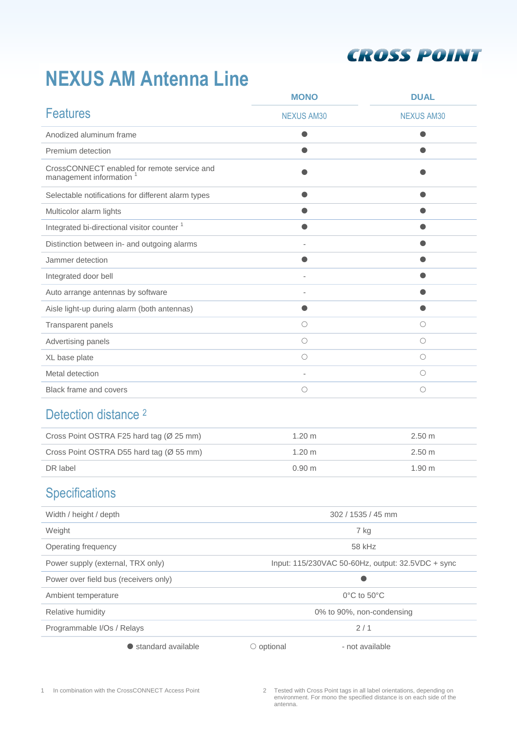CROSS POINT

# NEXUS AM Antenna Line

## Features

| Features | MONO<br>NEXUS AM30 | DUAL<br>NEXUS AM30 |
|---|---|---|
| Anodized aluminum frame | ● | ● |
| Premium detection | ● | ● |
| CrossCONNECT enabled for remote service and management information [1] | ● | ● |
| Selectable notifications for different alarm types | ● | ● |
| Multicolor alarm lights | ● | ● |
| Integrated bi-directional visitor counter [1] | ● | ● |
| Distinction between in- and outgoing alarms | - | ● |
| Jammer detection | ● | ● |
| Integrated door bell | - | ● |
| Auto arrange antennas by software | - | ● |
| Aisle light-up during alarm (both antennas) | ● | ● |
| Transparent panels | ○ | ○ |
| Advertising panels | ○ | ○ |
| XL base plate | ○ | ○ |
| Metal detection | - | ○ |
| Black frame and covers | ○ | ○ |

## Detection distance [2]

| | MONO | DUAL |
|---|---|---|
| Cross Point OSTRA F25 hard tag (Ø 25 mm) | 1.20 m | 2.50 m |
| Cross Point OSTRA D55 hard tag (Ø 55 mm) | 1.20 m | 2.50 m |
| DR label | 0.90 m | 1.90 m |

## Specifications

| | |
|---|---|
| Width / height / depth | 302 / 1535 / 45 mm |
| Weight | 7 kg |
| Operating frequency | 58 kHz |
| Power supply (external, TRX only) | Input: 115/230VAC 50-60Hz, output: 32.5VDC + sync |
| Power over field bus (receivers only) | ● |
| Ambient temperature | 0°C to 50°C |
| Relative humidity | 0% to 90%, non-condensing |
| Programmable I/Os / Relays | 2 / 1 |

● standard available ○ optional - not available

1 In combination with the CrossCONNECT Access Point

2 Tested with Cross Point tags in all label orientations, depending on environment. For mono the specified distance is on each side of the antenna.